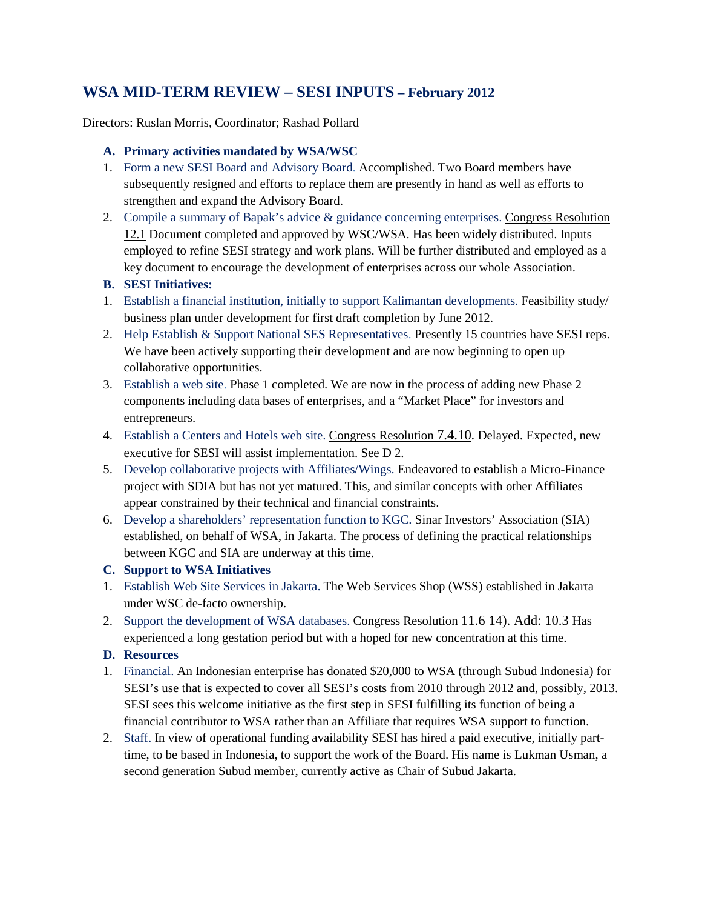# WSA MID-TERM REVIEW – SESI INPUTS – February 2012

Directors: Ruslan Morris, Coordinator; Rashad Pollard

**A. Primary activities mandated by WSA/WSC**

1. Form a new SESI Board and Advisory Board. Accomplished. Two Board members have subsequently resigned and efforts to replace them are presently in hand as well as efforts to strengthen and expand the Advisory Board.
2. Compile a summary of Bapak's advice & guidance concerning enterprises. Congress Resolution 12.1 Document completed and approved by WSC/WSA. Has been widely distributed. Inputs employed to refine SESI strategy and work plans. Will be further distributed and employed as a key document to encourage the development of enterprises across our whole Association.

**B. SESI Initiatives:**

1. Establish a financial institution, initially to support Kalimantan developments. Feasibility study/ business plan under development for first draft completion by June 2012.
2. Help Establish & Support National SES Representatives. Presently 15 countries have SESI reps. We have been actively supporting their development and are now beginning to open up collaborative opportunities.
3. Establish a web site. Phase 1 completed. We are now in the process of adding new Phase 2 components including data bases of enterprises, and a "Market Place" for investors and entrepreneurs.
4. Establish a Centers and Hotels web site. Congress Resolution 7.4.10. Delayed. Expected, new executive for SESI will assist implementation. See D 2.
5. Develop collaborative projects with Affiliates/Wings. Endeavored to establish a Micro-Finance project with SDIA but has not yet matured. This, and similar concepts with other Affiliates appear constrained by their technical and financial constraints.
6. Develop a shareholders' representation function to KGC. Sinar Investors' Association (SIA) established, on behalf of WSA, in Jakarta. The process of defining the practical relationships between KGC and SIA are underway at this time.

**C. Support to WSA Initiatives**

1. Establish Web Site Services in Jakarta. The Web Services Shop (WSS) established in Jakarta under WSC de-facto ownership.
2. Support the development of WSA databases. Congress Resolution 11.6 14). Add: 10.3 Has experienced a long gestation period but with a hoped for new concentration at this time.

**D. Resources**

1. Financial. An Indonesian enterprise has donated $20,000 to WSA (through Subud Indonesia) for SESI's use that is expected to cover all SESI's costs from 2010 through 2012 and, possibly, 2013. SESI sees this welcome initiative as the first step in SESI fulfilling its function of being a financial contributor to WSA rather than an Affiliate that requires WSA support to function.
2. Staff. In view of operational funding availability SESI has hired a paid executive, initially part-time, to be based in Indonesia, to support the work of the Board. His name is Lukman Usman, a second generation Subud member, currently active as Chair of Subud Jakarta.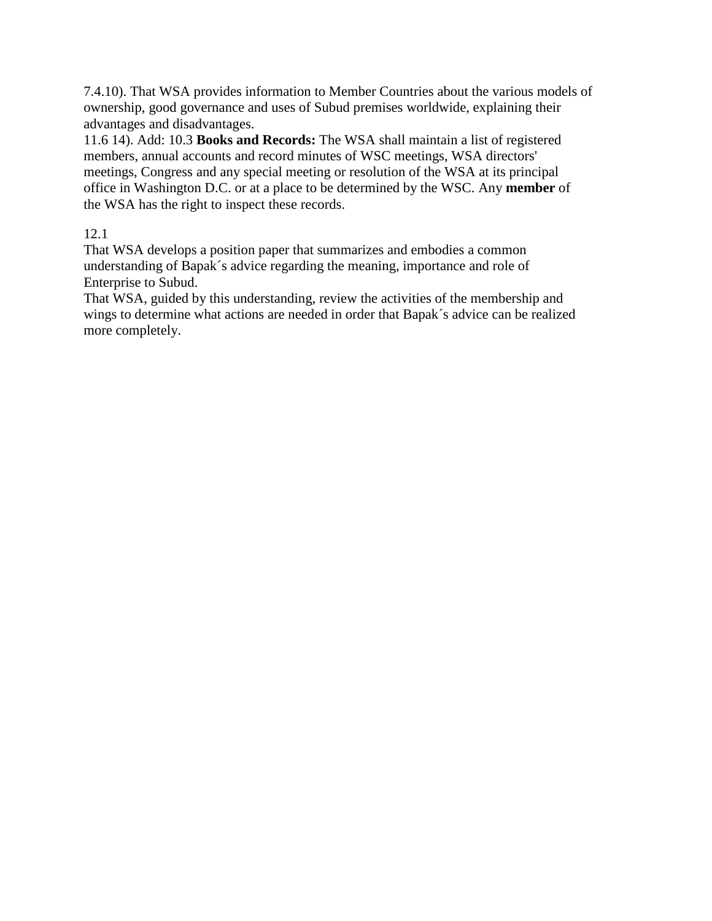7.4.10). That WSA provides information to Member Countries about the various models of ownership, good governance and uses of Subud premises worldwide, explaining their advantages and disadvantages.
11.6 14). Add: 10.3 **Books and Records:** The WSA shall maintain a list of registered members, annual accounts and record minutes of WSC meetings, WSA directors' meetings, Congress and any special meeting or resolution of the WSA at its principal office in Washington D.C. or at a place to be determined by the WSC. Any **member** of the WSA has the right to inspect these records.

12.1
That WSA develops a position paper that summarizes and embodies a common understanding of Bapak´s advice regarding the meaning, importance and role of Enterprise to Subud.
That WSA, guided by this understanding, review the activities of the membership and wings to determine what actions are needed in order that Bapak´s advice can be realized more completely.